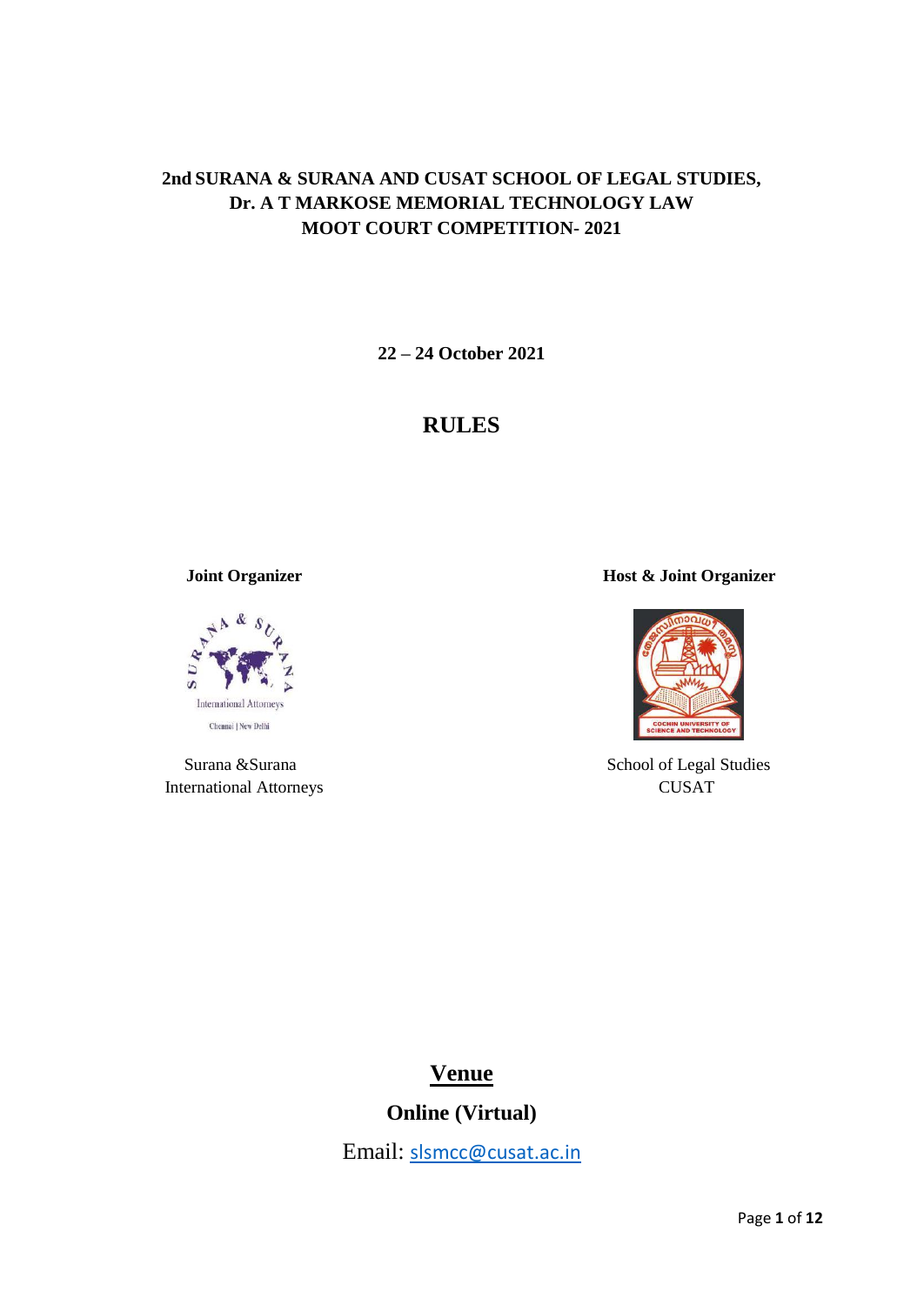# 2nd SURANA & SURANA AND CUSAT SCHOOL OF LEGAL STUDIES, Dr. A T MARKOSE MEMORIAL TECHNOLOGY LAW MOOT COURT COMPETITION- 2021

**22 – 24 October 2021**

## RULES

**Joint Organizer**

Surana &Surana
International Attorneys

**Host & Joint Organizer**

School of Legal Studies
CUSAT

## Venue

**Online (Virtual)**

Email: slsmcc@cusat.ac.in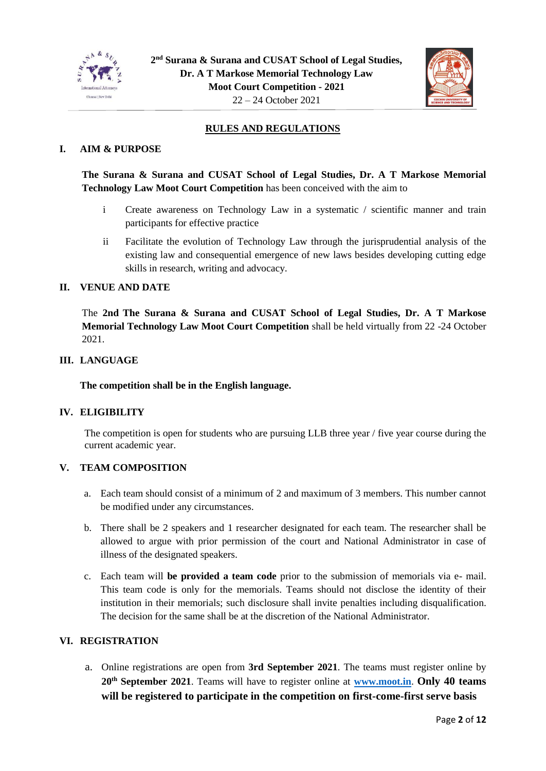2nd Surana & Surana and CUSAT School of Legal Studies, Dr. A T Markose Memorial Technology Law Moot Court Competition - 2021

22 – 24 October 2021

## RULES AND REGULATIONS

### I. AIM & PURPOSE

**The Surana & Surana and CUSAT School of Legal Studies, Dr. A T Markose Memorial Technology Law Moot Court Competition** has been conceived with the aim to

i Create awareness on Technology Law in a systematic / scientific manner and train participants for effective practice

ii Facilitate the evolution of Technology Law through the jurisprudential analysis of the existing law and consequential emergence of new laws besides developing cutting edge skills in research, writing and advocacy.

### II. VENUE AND DATE

The **2nd The Surana & Surana and CUSAT School of Legal Studies, Dr. A T Markose Memorial Technology Law Moot Court Competition** shall be held virtually from 22 -24 October 2021.

### III. LANGUAGE

**The competition shall be in the English language.**

### IV. ELIGIBILITY

The competition is open for students who are pursuing LLB three year / five year course during the current academic year.

### V. TEAM COMPOSITION

a. Each team should consist of a minimum of 2 and maximum of 3 members. This number cannot be modified under any circumstances.

b. There shall be 2 speakers and 1 researcher designated for each team. The researcher shall be allowed to argue with prior permission of the court and National Administrator in case of illness of the designated speakers.

c. Each team will **be provided a team code** prior to the submission of memorials via e- mail. This team code is only for the memorials. Teams should not disclose the identity of their institution in their memorials; such disclosure shall invite penalties including disqualification. The decision for the same shall be at the discretion of the National Administrator.

### VI. REGISTRATION

a. Online registrations are open from **3rd September 2021**. The teams must register online by **20th September 2021**. Teams will have to register online at **www.moot.in**. **Only 40 teams will be registered to participate in the competition on first-come-first serve basis**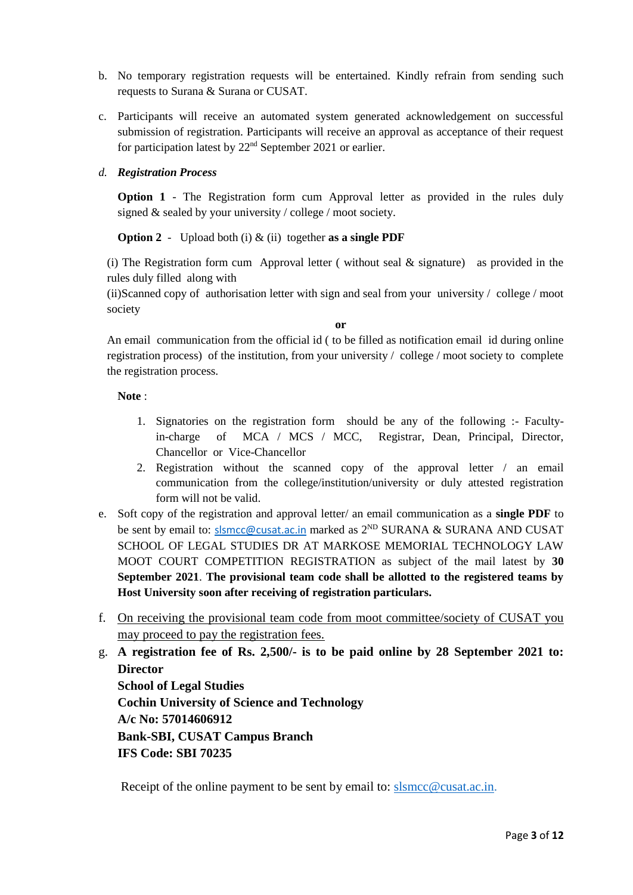b. No temporary registration requests will be entertained. Kindly refrain from sending such requests to Surana & Surana or CUSAT.

c. Participants will receive an automated system generated acknowledgement on successful submission of registration. Participants will receive an approval as acceptance of their request for participation latest by 22nd September 2021 or earlier.

d. ***Registration Process***

   **Option 1** - The Registration form cum Approval letter as provided in the rules duly signed & sealed by your university / college / moot society.

   **Option 2** - Upload both (i) & (ii) together **as a single PDF**

   (i) The Registration form cum Approval letter ( without seal & signature) as provided in the rules duly filled along with

   (ii)Scanned copy of authorisation letter with sign and seal from your university / college / moot society

   **or**

   An email communication from the official id ( to be filled as notification email id during online registration process) of the institution, from your university / college / moot society to complete the registration process.

   **Note** :

   1. Signatories on the registration form should be any of the following :- Faculty-in-charge of MCA / MCS / MCC, Registrar, Dean, Principal, Director, Chancellor or Vice-Chancellor
   2. Registration without the scanned copy of the approval letter / an email communication from the college/institution/university or duly attested registration form will not be valid.

e. Soft copy of the registration and approval letter/ an email communication as a **single PDF** to be sent by email to: slsmcc@cusat.ac.in marked as 2ND SURANA & SURANA AND CUSAT SCHOOL OF LEGAL STUDIES DR AT MARKOSE MEMORIAL TECHNOLOGY LAW MOOT COURT COMPETITION REGISTRATION as subject of the mail latest by **30 September 2021**. **The provisional team code shall be allotted to the registered teams by Host University soon after receiving of registration particulars.**

f. On receiving the provisional team code from moot committee/society of CUSAT you may proceed to pay the registration fees.

g. **A registration fee of Rs. 2,500/- is to be paid online by 28 September 2021 to:**
   **Director**
   **School of Legal Studies**
   **Cochin University of Science and Technology**
   **A/c No: 57014606912**
   **Bank-SBI, CUSAT Campus Branch**
   **IFS Code: SBI 70235**

   Receipt of the online payment to be sent by email to: slsmcc@cusat.ac.in.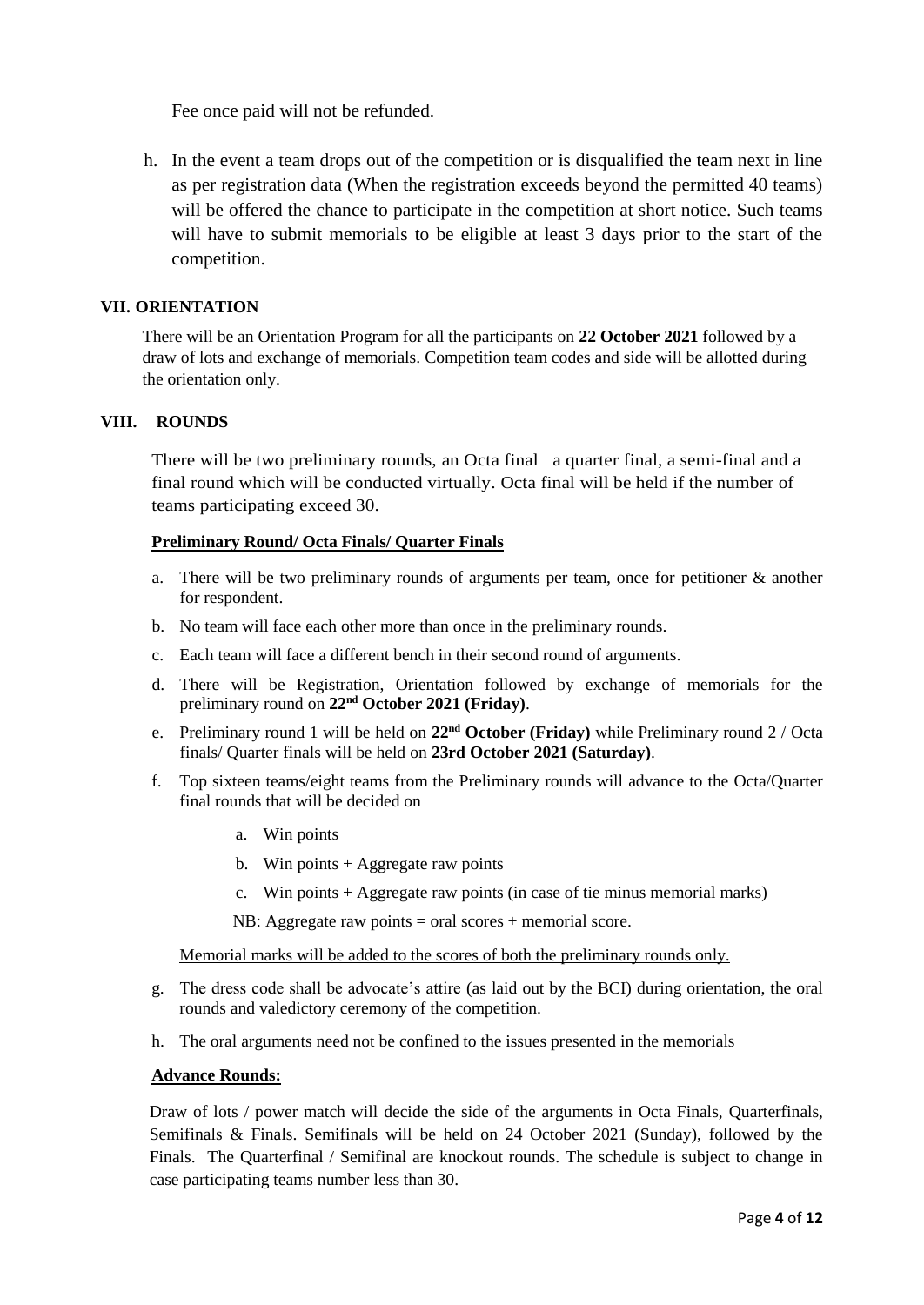Fee once paid will not be refunded.

h. In the event a team drops out of the competition or is disqualified the team next in line as per registration data (When the registration exceeds beyond the permitted 40 teams) will be offered the chance to participate in the competition at short notice. Such teams will have to submit memorials to be eligible at least 3 days prior to the start of the competition.

## VII. ORIENTATION

There will be an Orientation Program for all the participants on **22 October 2021** followed by a draw of lots and exchange of memorials. Competition team codes and side will be allotted during the orientation only.

## VIII. ROUNDS

There will be two preliminary rounds, an Octa final a quarter final, a semi-final and a final round which will be conducted virtually. Octa final will be held if the number of teams participating exceed 30.

**Preliminary Round/ Octa Finals/ Quarter Finals**

a. There will be two preliminary rounds of arguments per team, once for petitioner & another for respondent.
b. No team will face each other more than once in the preliminary rounds.
c. Each team will face a different bench in their second round of arguments.
d. There will be Registration, Orientation followed by exchange of memorials for the preliminary round on **22nd October 2021 (Friday)**.
e. Preliminary round 1 will be held on **22nd October (Friday)** while Preliminary round 2 / Octa finals/ Quarter finals will be held on **23rd October 2021 (Saturday)**.
f. Top sixteen teams/eight teams from the Preliminary rounds will advance to the Octa/Quarter final rounds that will be decided on
    a. Win points
    b. Win points + Aggregate raw points
    c. Win points + Aggregate raw points (in case of tie minus memorial marks)

   NB: Aggregate raw points = oral scores + memorial score.

   Memorial marks will be added to the scores of both the preliminary rounds only.

g. The dress code shall be advocate's attire (as laid out by the BCI) during orientation, the oral rounds and valedictory ceremony of the competition.
h. The oral arguments need not be confined to the issues presented in the memorials

**Advance Rounds:**

Draw of lots / power match will decide the side of the arguments in Octa Finals, Quarterfinals, Semifinals & Finals. Semifinals will be held on 24 October 2021 (Sunday), followed by the Finals. The Quarterfinal / Semifinal are knockout rounds. The schedule is subject to change in case participating teams number less than 30.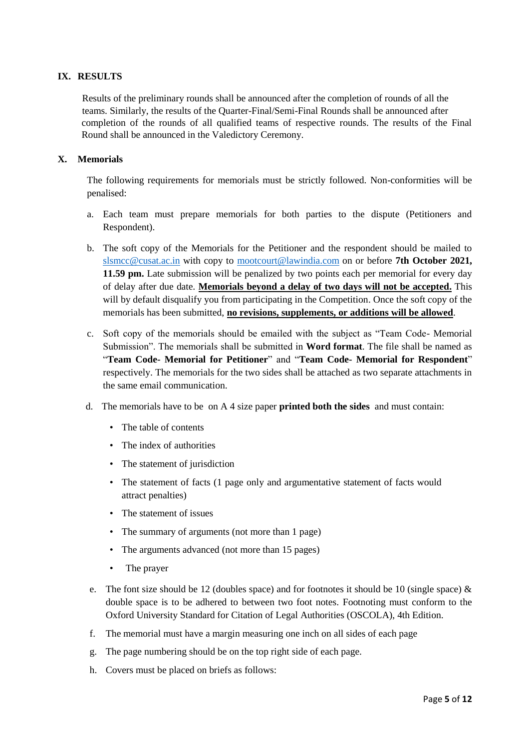## IX. RESULTS

Results of the preliminary rounds shall be announced after the completion of rounds of all the teams. Similarly, the results of the Quarter-Final/Semi-Final Rounds shall be announced after completion of the rounds of all qualified teams of respective rounds. The results of the Final Round shall be announced in the Valedictory Ceremony.

## X. Memorials

The following requirements for memorials must be strictly followed. Non-conformities will be penalised:

a. Each team must prepare memorials for both parties to the dispute (Petitioners and Respondent).

b. The soft copy of the Memorials for the Petitioner and the respondent should be mailed to slsmcc@cusat.ac.in with copy to mootcourt@lawindia.com on or before **7th October 2021, 11.59 pm.** Late submission will be penalized by two points each per memorial for every day of delay after due date. **Memorials beyond a delay of two days will not be accepted.** This will by default disqualify you from participating in the Competition. Once the soft copy of the memorials has been submitted, **no revisions, supplements, or additions will be allowed**.

c. Soft copy of the memorials should be emailed with the subject as "Team Code- Memorial Submission". The memorials shall be submitted in **Word format**. The file shall be named as "**Team Code- Memorial for Petitioner**" and "**Team Code- Memorial for Respondent**" respectively. The memorials for the two sides shall be attached as two separate attachments in the same email communication.

d. The memorials have to be on A 4 size paper **printed both the sides** and must contain:

- The table of contents
- The index of authorities
- The statement of jurisdiction
- The statement of facts (1 page only and argumentative statement of facts would attract penalties)
- The statement of issues
- The summary of arguments (not more than 1 page)
- The arguments advanced (not more than 15 pages)
- The prayer

e. The font size should be 12 (doubles space) and for footnotes it should be 10 (single space) & double space is to be adhered to between two foot notes. Footnoting must conform to the Oxford University Standard for Citation of Legal Authorities (OSCOLA), 4th Edition.

f. The memorial must have a margin measuring one inch on all sides of each page

g. The page numbering should be on the top right side of each page.

h. Covers must be placed on briefs as follows: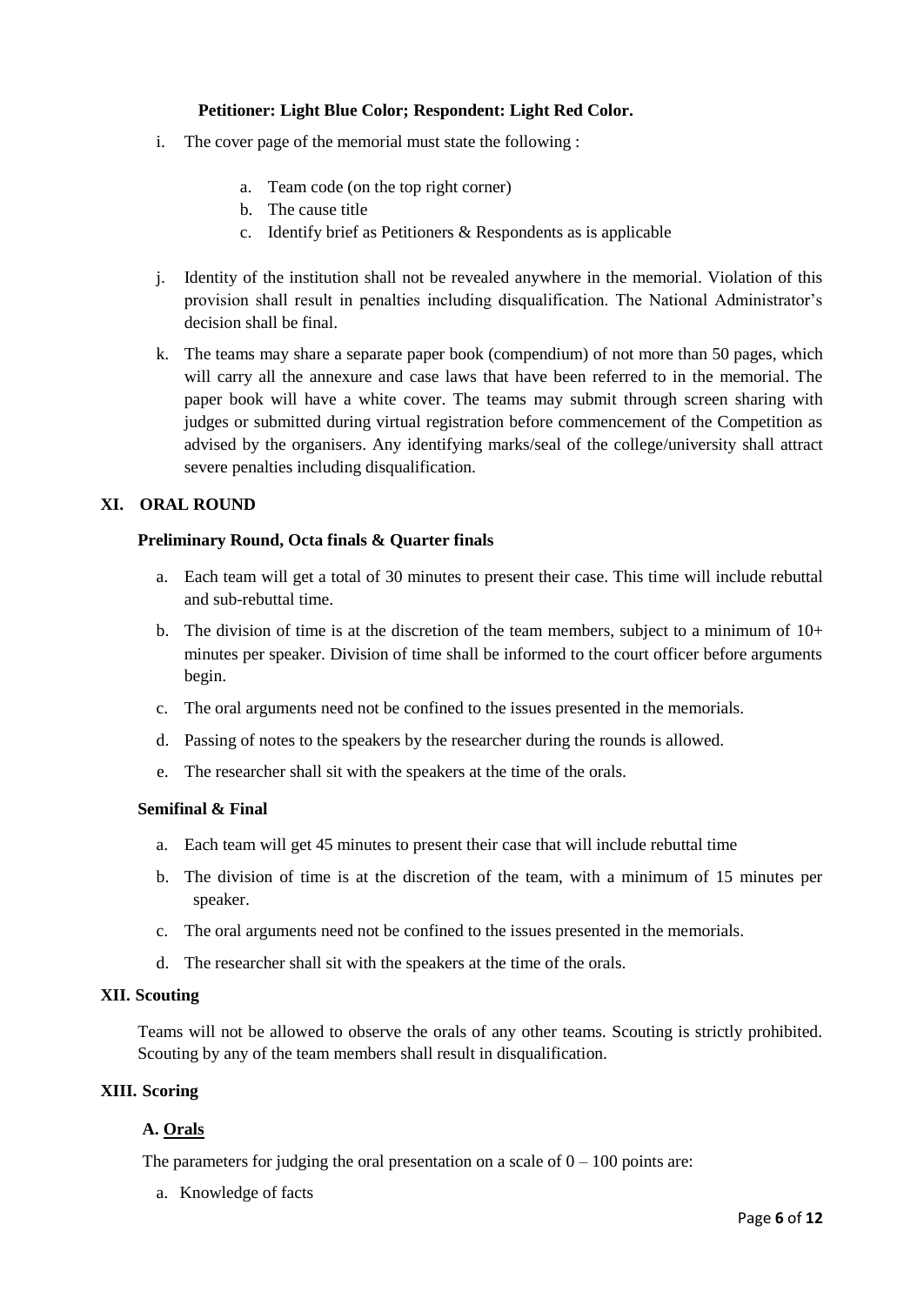**Petitioner: Light Blue Color; Respondent: Light Red Color.**

i. The cover page of the memorial must state the following :

   a. Team code (on the top right corner)
   b. The cause title
   c. Identify brief as Petitioners & Respondents as is applicable

j. Identity of the institution shall not be revealed anywhere in the memorial. Violation of this provision shall result in penalties including disqualification. The National Administrator's decision shall be final.

k. The teams may share a separate paper book (compendium) of not more than 50 pages, which will carry all the annexure and case laws that have been referred to in the memorial. The paper book will have a white cover. The teams may submit through screen sharing with judges or submitted during virtual registration before commencement of the Competition as advised by the organisers. Any identifying marks/seal of the college/university shall attract severe penalties including disqualification.

## XI. ORAL ROUND

**Preliminary Round, Octa finals & Quarter finals**

a. Each team will get a total of 30 minutes to present their case. This time will include rebuttal and sub-rebuttal time.

b. The division of time is at the discretion of the team members, subject to a minimum of 10+ minutes per speaker. Division of time shall be informed to the court officer before arguments begin.

c. The oral arguments need not be confined to the issues presented in the memorials.

d. Passing of notes to the speakers by the researcher during the rounds is allowed.

e. The researcher shall sit with the speakers at the time of the orals.

**Semifinal & Final**

a. Each team will get 45 minutes to present their case that will include rebuttal time

b. The division of time is at the discretion of the team, with a minimum of 15 minutes per speaker.

c. The oral arguments need not be confined to the issues presented in the memorials.

d. The researcher shall sit with the speakers at the time of the orals.

## XII. Scouting

Teams will not be allowed to observe the orals of any other teams. Scouting is strictly prohibited. Scouting by any of the team members shall result in disqualification.

## XIII. Scoring

### A. Orals

The parameters for judging the oral presentation on a scale of 0 – 100 points are:

a. Knowledge of facts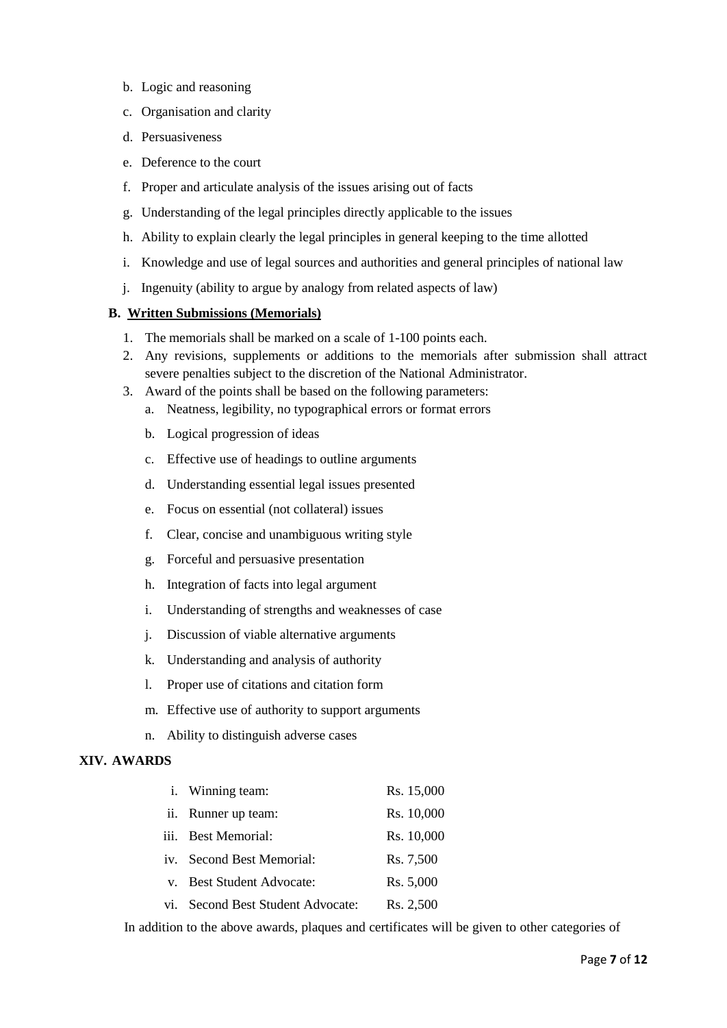b. Logic and reasoning
c. Organisation and clarity
d. Persuasiveness
e. Deference to the court
f. Proper and articulate analysis of the issues arising out of facts
g. Understanding of the legal principles directly applicable to the issues
h. Ability to explain clearly the legal principles in general keeping to the time allotted
i. Knowledge and use of legal sources and authorities and general principles of national law
j. Ingenuity (ability to argue by analogy from related aspects of law)

### B. Written Submissions (Memorials)

1. The memorials shall be marked on a scale of 1-100 points each.
2. Any revisions, supplements or additions to the memorials after submission shall attract severe penalties subject to the discretion of the National Administrator.
3. Award of the points shall be based on the following parameters:
   a. Neatness, legibility, no typographical errors or format errors
   b. Logical progression of ideas
   c. Effective use of headings to outline arguments
   d. Understanding essential legal issues presented
   e. Focus on essential (not collateral) issues
   f. Clear, concise and unambiguous writing style
   g. Forceful and persuasive presentation
   h. Integration of facts into legal argument
   i. Understanding of strengths and weaknesses of case
   j. Discussion of viable alternative arguments
   k. Understanding and analysis of authority
   l. Proper use of citations and citation form
   m. Effective use of authority to support arguments
   n. Ability to distinguish adverse cases

## XIV. AWARDS

| | | |
|---|---|---|
| i. | Winning team: | Rs. 15,000 |
| ii. | Runner up team: | Rs. 10,000 |
| iii. | Best Memorial: | Rs. 10,000 |
| iv. | Second Best Memorial: | Rs. 7,500 |
| v. | Best Student Advocate: | Rs. 5,000 |
| vi. | Second Best Student Advocate: | Rs. 2,500 |

In addition to the above awards, plaques and certificates will be given to other categories of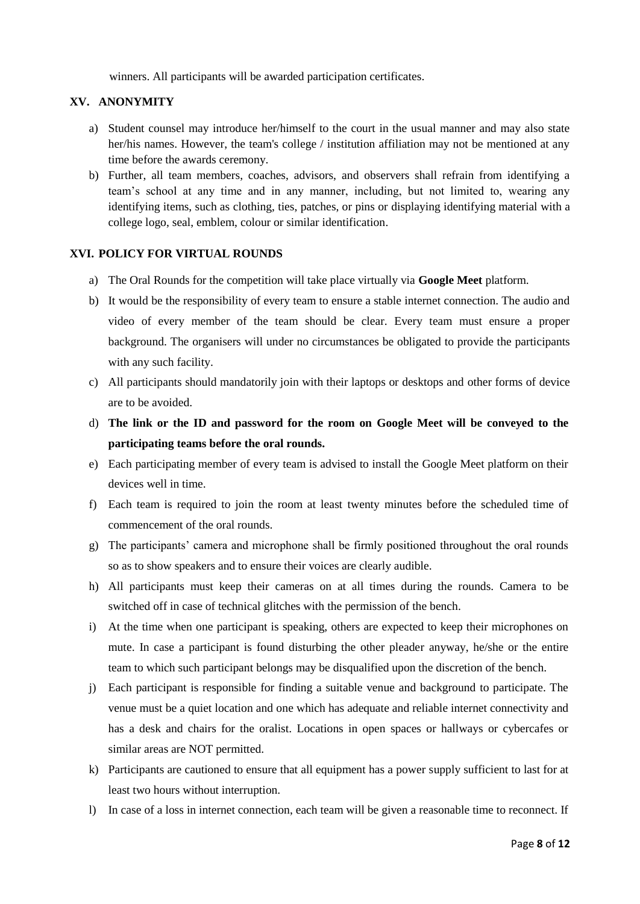winners. All participants will be awarded participation certificates.

## XV. ANONYMITY

a) Student counsel may introduce her/himself to the court in the usual manner and may also state her/his names. However, the team's college / institution affiliation may not be mentioned at any time before the awards ceremony.

b) Further, all team members, coaches, advisors, and observers shall refrain from identifying a team's school at any time and in any manner, including, but not limited to, wearing any identifying items, such as clothing, ties, patches, or pins or displaying identifying material with a college logo, seal, emblem, colour or similar identification.

## XVI. POLICY FOR VIRTUAL ROUNDS

a) The Oral Rounds for the competition will take place virtually via **Google Meet** platform.

b) It would be the responsibility of every team to ensure a stable internet connection. The audio and video of every member of the team should be clear. Every team must ensure a proper background. The organisers will under no circumstances be obligated to provide the participants with any such facility.

c) All participants should mandatorily join with their laptops or desktops and other forms of device are to be avoided.

d) **The link or the ID and password for the room on Google Meet will be conveyed to the participating teams before the oral rounds.**

e) Each participating member of every team is advised to install the Google Meet platform on their devices well in time.

f) Each team is required to join the room at least twenty minutes before the scheduled time of commencement of the oral rounds.

g) The participants' camera and microphone shall be firmly positioned throughout the oral rounds so as to show speakers and to ensure their voices are clearly audible.

h) All participants must keep their cameras on at all times during the rounds. Camera to be switched off in case of technical glitches with the permission of the bench.

i) At the time when one participant is speaking, others are expected to keep their microphones on mute. In case a participant is found disturbing the other pleader anyway, he/she or the entire team to which such participant belongs may be disqualified upon the discretion of the bench.

j) Each participant is responsible for finding a suitable venue and background to participate. The venue must be a quiet location and one which has adequate and reliable internet connectivity and has a desk and chairs for the oralist. Locations in open spaces or hallways or cybercafes or similar areas are NOT permitted.

k) Participants are cautioned to ensure that all equipment has a power supply sufficient to last for at least two hours without interruption.

l) In case of a loss in internet connection, each team will be given a reasonable time to reconnect. If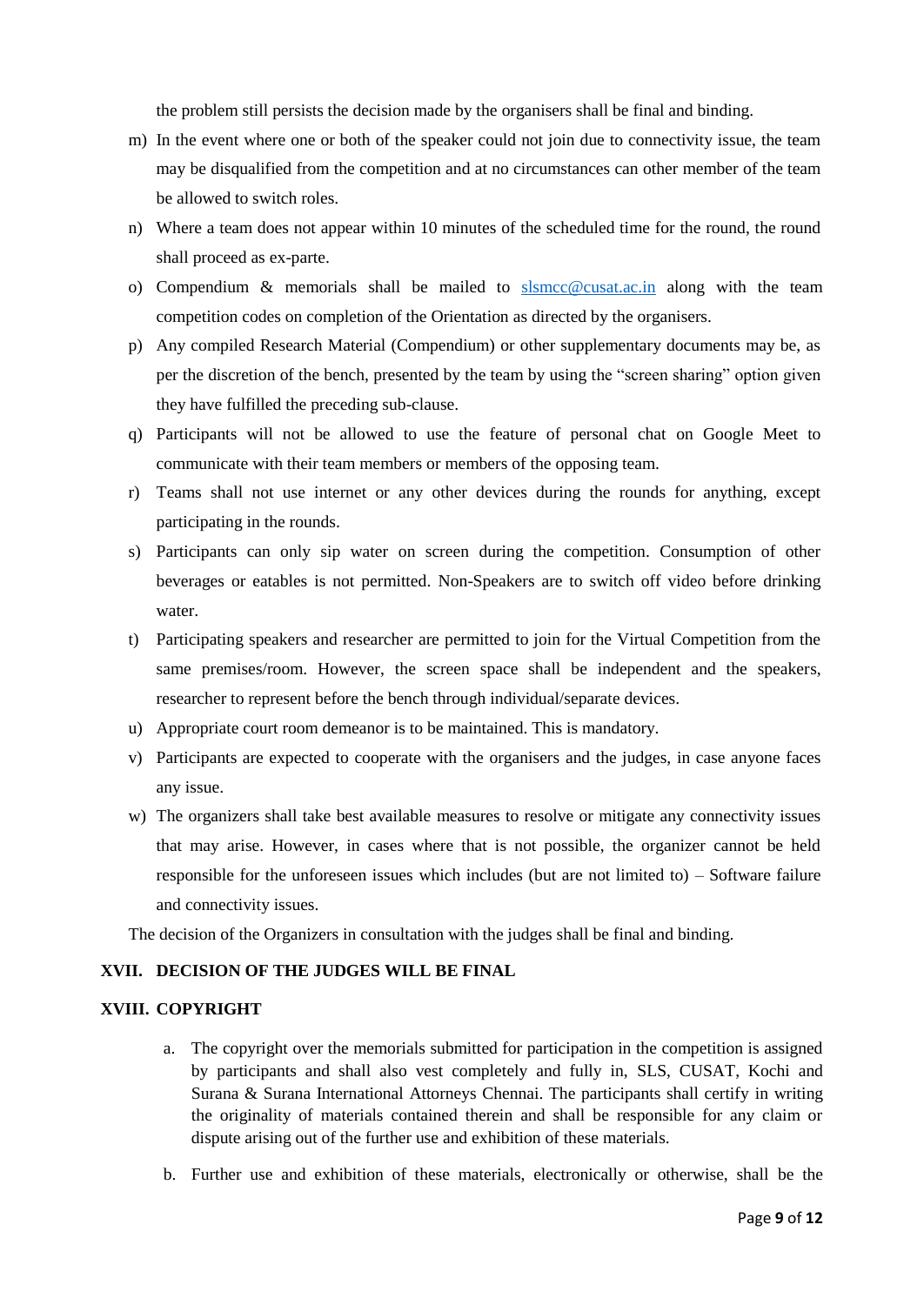the problem still persists the decision made by the organisers shall be final and binding.

m) In the event where one or both of the speaker could not join due to connectivity issue, the team may be disqualified from the competition and at no circumstances can other member of the team be allowed to switch roles.

n) Where a team does not appear within 10 minutes of the scheduled time for the round, the round shall proceed as ex-parte.

o) Compendium & memorials shall be mailed to slsmcc@cusat.ac.in along with the team competition codes on completion of the Orientation as directed by the organisers.

p) Any compiled Research Material (Compendium) or other supplementary documents may be, as per the discretion of the bench, presented by the team by using the "screen sharing" option given they have fulfilled the preceding sub-clause.

q) Participants will not be allowed to use the feature of personal chat on Google Meet to communicate with their team members or members of the opposing team.

r) Teams shall not use internet or any other devices during the rounds for anything, except participating in the rounds.

s) Participants can only sip water on screen during the competition. Consumption of other beverages or eatables is not permitted. Non-Speakers are to switch off video before drinking water.

t) Participating speakers and researcher are permitted to join for the Virtual Competition from the same premises/room. However, the screen space shall be independent and the speakers, researcher to represent before the bench through individual/separate devices.

u) Appropriate court room demeanor is to be maintained. This is mandatory.

v) Participants are expected to cooperate with the organisers and the judges, in case anyone faces any issue.

w) The organizers shall take best available measures to resolve or mitigate any connectivity issues that may arise. However, in cases where that is not possible, the organizer cannot be held responsible for the unforeseen issues which includes (but are not limited to) – Software failure and connectivity issues.

The decision of the Organizers in consultation with the judges shall be final and binding.

## XVII. DECISION OF THE JUDGES WILL BE FINAL

## XVIII. COPYRIGHT

a. The copyright over the memorials submitted for participation in the competition is assigned by participants and shall also vest completely and fully in, SLS, CUSAT, Kochi and Surana & Surana International Attorneys Chennai. The participants shall certify in writing the originality of materials contained therein and shall be responsible for any claim or dispute arising out of the further use and exhibition of these materials.

b. Further use and exhibition of these materials, electronically or otherwise, shall be the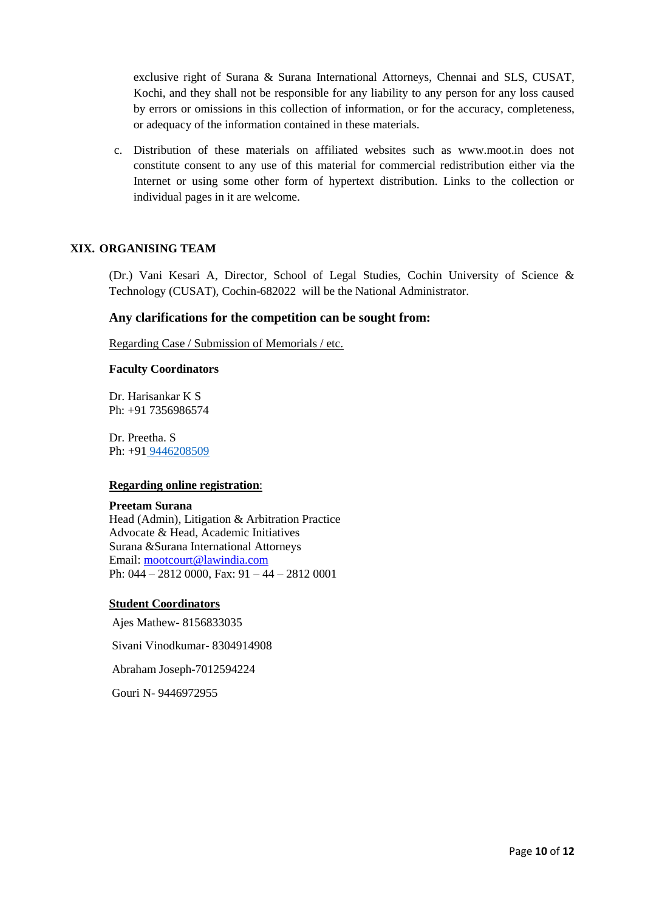exclusive right of Surana & Surana International Attorneys, Chennai and SLS, CUSAT, Kochi, and they shall not be responsible for any liability to any person for any loss caused by errors or omissions in this collection of information, or for the accuracy, completeness, or adequacy of the information contained in these materials.

c. Distribution of these materials on affiliated websites such as www.moot.in does not constitute consent to any use of this material for commercial redistribution either via the Internet or using some other form of hypertext distribution. Links to the collection or individual pages in it are welcome.

## XIX. ORGANISING TEAM

(Dr.) Vani Kesari A, Director, School of Legal Studies, Cochin University of Science & Technology (CUSAT), Cochin-682022 will be the National Administrator.

### Any clarifications for the competition can be sought from:

Regarding Case / Submission of Memorials / etc.

**Faculty Coordinators**

Dr. Harisankar K S
Ph: +91 7356986574

Dr. Preetha. S
Ph: +91 9446208509

**Regarding online registration**:

**Preetam Surana**
Head (Admin), Litigation & Arbitration Practice
Advocate & Head, Academic Initiatives
Surana &Surana International Attorneys
Email: mootcourt@lawindia.com
Ph: 044 – 2812 0000, Fax: 91 – 44 – 2812 0001

**Student Coordinators**

Ajes Mathew- 8156833035

Sivani Vinodkumar- 8304914908

Abraham Joseph-7012594224

Gouri N- 9446972955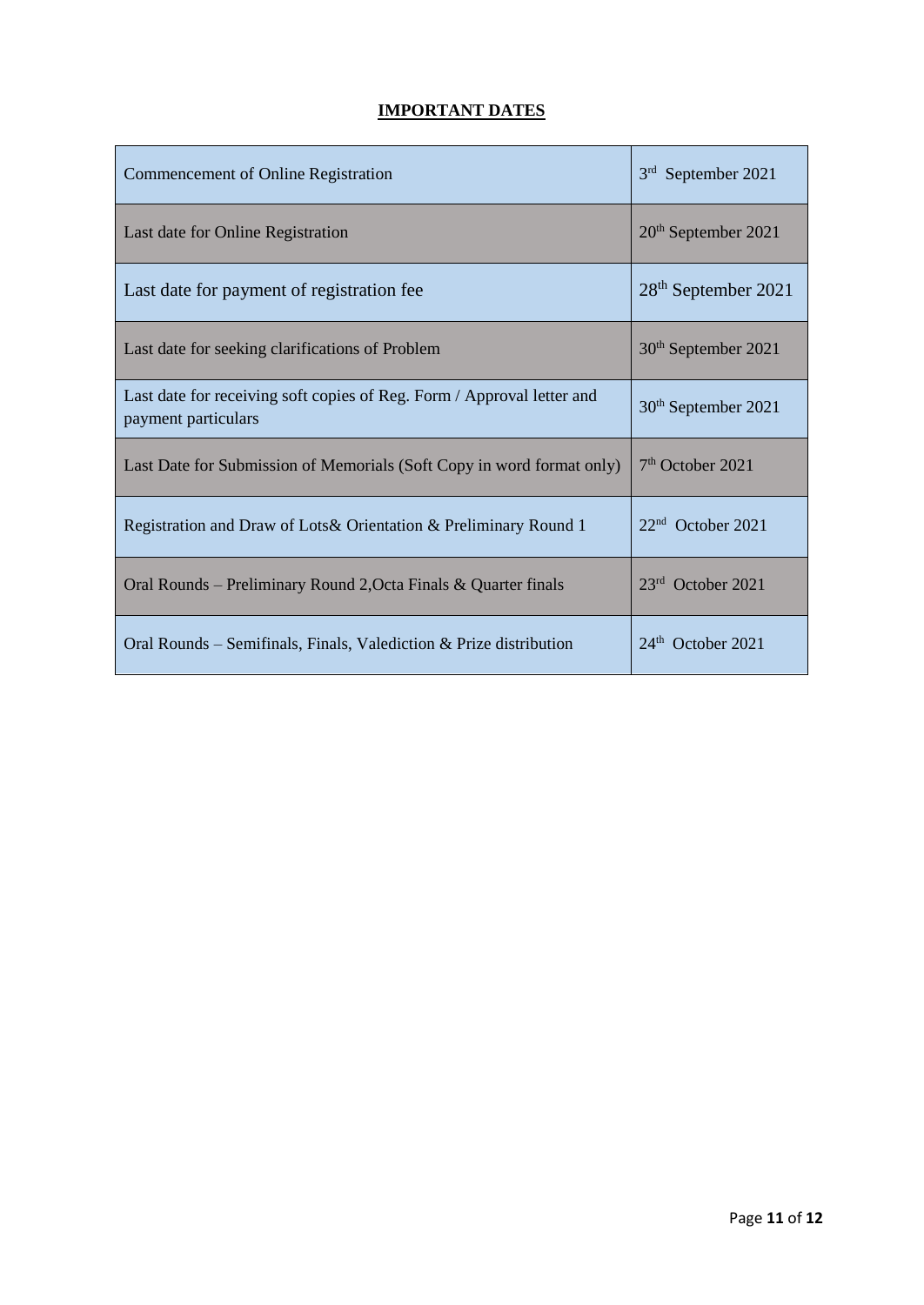## IMPORTANT DATES

| | |
|---|---|
| Commencement of Online Registration | 3rd September 2021 |
| Last date for Online Registration | 20th September 2021 |
| Last date for payment of registration fee | 28th September 2021 |
| Last date for seeking clarifications of Problem | 30th September 2021 |
| Last date for receiving soft copies of Reg. Form / Approval letter and payment particulars | 30th September 2021 |
| Last Date for Submission of Memorials (Soft Copy in word format only) | 7th October 2021 |
| Registration and Draw of Lots& Orientation & Preliminary Round 1 | 22nd October 2021 |
| Oral Rounds – Preliminary Round 2,Octa Finals & Quarter finals | 23rd October 2021 |
| Oral Rounds – Semifinals, Finals, Valediction & Prize distribution | 24th October 2021 |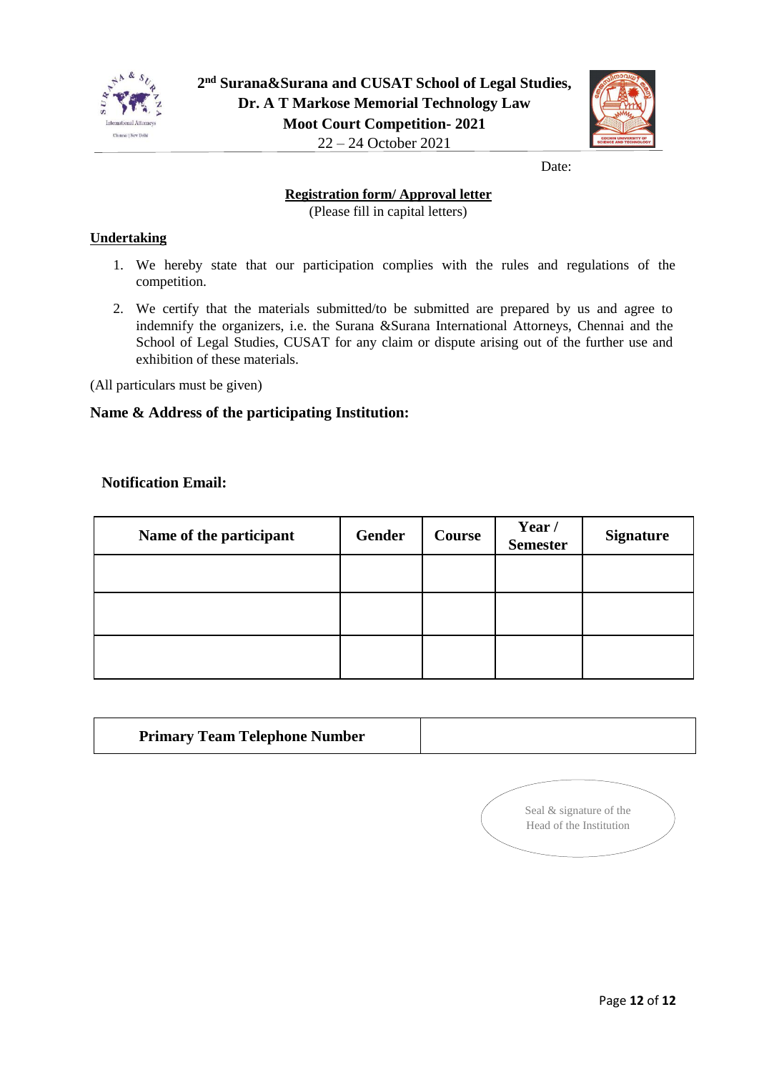**2nd Surana&Surana and CUSAT School of Legal Studies, Dr. A T Markose Memorial Technology Law Moot Court Competition- 2021**

22 – 24 October 2021

Date:

**Registration form/ Approval letter**

(Please fill in capital letters)

**Undertaking**

1. We hereby state that our participation complies with the rules and regulations of the competition.
2. We certify that the materials submitted/to be submitted are prepared by us and agree to indemnify the organizers, i.e. the Surana &Surana International Attorneys, Chennai and the School of Legal Studies, CUSAT for any claim or dispute arising out of the further use and exhibition of these materials.

(All particulars must be given)

**Name & Address of the participating Institution:**

**Notification Email:**

| Name of the participant | Gender | Course | Year / Semester | Signature |
|---|---|---|---|---|
| | | | | |
| | | | | |
| | | | | |

| | |
|---|---|
| **Primary Team Telephone Number** | |

Seal & signature of the Head of the Institution